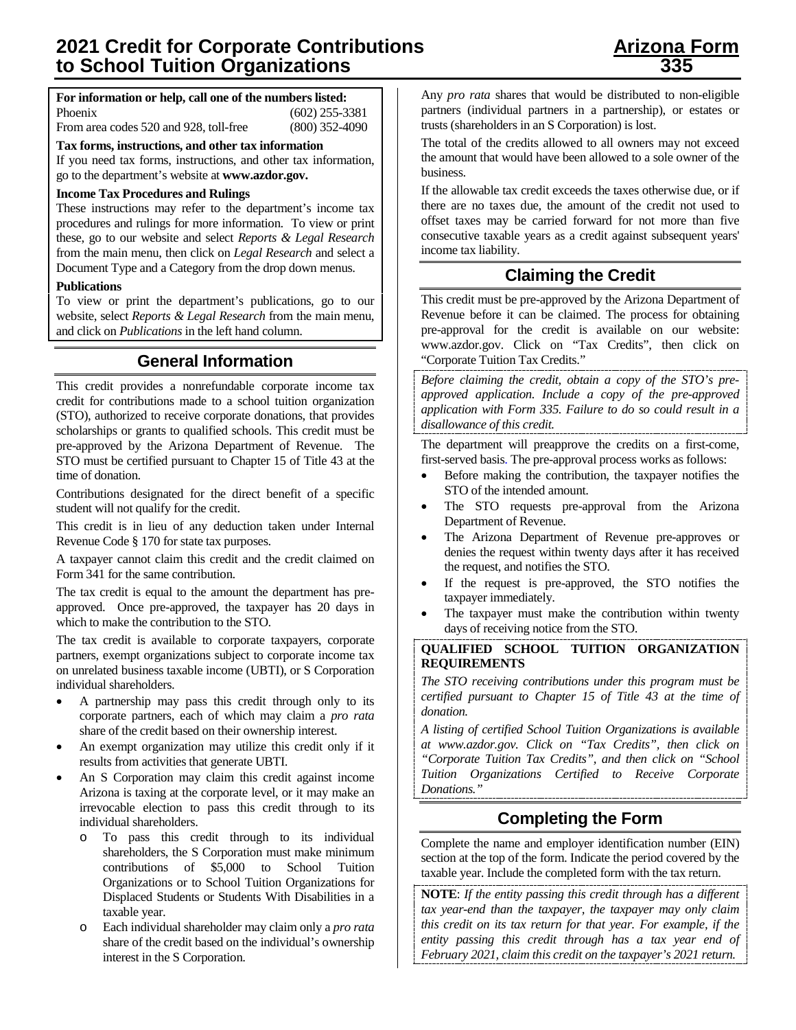# 2021 Credit for Corporate Contributions to School Tuition Organizations

**Arizona Form 335**

**For information or help, call one of the numbers listed:**

| | |
|---|---|
| Phoenix | (602) 255-3381 |
| From area codes 520 and 928, toll-free | (800) 352-4090 |

**Tax forms, instructions, and other tax information**

If you need tax forms, instructions, and other tax information, go to the department's website at **www.azdor.gov.**

**Income Tax Procedures and Rulings**

These instructions may refer to the department's income tax procedures and rulings for more information. To view or print these, go to our website and select *Reports & Legal Research* from the main menu, then click on *Legal Research* and select a Document Type and a Category from the drop down menus.

**Publications**

To view or print the department's publications, go to our website, select *Reports & Legal Research* from the main menu, and click on *Publications* in the left hand column.

## General Information

This credit provides a nonrefundable corporate income tax credit for contributions made to a school tuition organization (STO), authorized to receive corporate donations, that provides scholarships or grants to qualified schools. This credit must be pre-approved by the Arizona Department of Revenue. The STO must be certified pursuant to Chapter 15 of Title 43 at the time of donation.

Contributions designated for the direct benefit of a specific student will not qualify for the credit.

This credit is in lieu of any deduction taken under Internal Revenue Code § 170 for state tax purposes.

A taxpayer cannot claim this credit and the credit claimed on Form 341 for the same contribution.

The tax credit is equal to the amount the department has pre-approved. Once pre-approved, the taxpayer has 20 days in which to make the contribution to the STO.

The tax credit is available to corporate taxpayers, corporate partners, exempt organizations subject to corporate income tax on unrelated business taxable income (UBTI), or S Corporation individual shareholders.

- A partnership may pass this credit through only to its corporate partners, each of which may claim a *pro rata* share of the credit based on their ownership interest.
- An exempt organization may utilize this credit only if it results from activities that generate UBTI.
- An S Corporation may claim this credit against income Arizona is taxing at the corporate level, or it may make an irrevocable election to pass this credit through to its individual shareholders.
  - To pass this credit through to its individual shareholders, the S Corporation must make minimum contributions of $5,000 to School Tuition Organizations or to School Tuition Organizations for Displaced Students or Students With Disabilities in a taxable year.
  - Each individual shareholder may claim only a *pro rata* share of the credit based on the individual's ownership interest in the S Corporation.

Any *pro rata* shares that would be distributed to non-eligible partners (individual partners in a partnership), or estates or trusts (shareholders in an S Corporation) is lost.

The total of the credits allowed to all owners may not exceed the amount that would have been allowed to a sole owner of the business.

If the allowable tax credit exceeds the taxes otherwise due, or if there are no taxes due, the amount of the credit not used to offset taxes may be carried forward for not more than five consecutive taxable years as a credit against subsequent years' income tax liability.

## Claiming the Credit

This credit must be pre-approved by the Arizona Department of Revenue before it can be claimed. The process for obtaining pre-approval for the credit is available on our website: www.azdor.gov. Click on "Tax Credits", then click on "Corporate Tuition Tax Credits."

*Before claiming the credit, obtain a copy of the STO's pre-approved application. Include a copy of the pre-approved application with Form 335. Failure to do so could result in a disallowance of this credit.*

The department will preapprove the credits on a first-come, first-served basis. The pre-approval process works as follows:

- Before making the contribution, the taxpayer notifies the STO of the intended amount.
- The STO requests pre-approval from the Arizona Department of Revenue.
- The Arizona Department of Revenue pre-approves or denies the request within twenty days after it has received the request, and notifies the STO.
- If the request is pre-approved, the STO notifies the taxpayer immediately.
- The taxpayer must make the contribution within twenty days of receiving notice from the STO.

**QUALIFIED SCHOOL TUITION ORGANIZATION REQUIREMENTS**

*The STO receiving contributions under this program must be certified pursuant to Chapter 15 of Title 43 at the time of donation.*

*A listing of certified School Tuition Organizations is available at www.azdor.gov. Click on "Tax Credits", then click on "Corporate Tuition Tax Credits", and then click on "School Tuition Organizations Certified to Receive Corporate Donations."*

## Completing the Form

Complete the name and employer identification number (EIN) section at the top of the form. Indicate the period covered by the taxable year. Include the completed form with the tax return.

**NOTE**: *If the entity passing this credit through has a different tax year-end than the taxpayer, the taxpayer may only claim this credit on its tax return for that year. For example, if the entity passing this credit through has a tax year end of February 2021, claim this credit on the taxpayer's 2021 return.*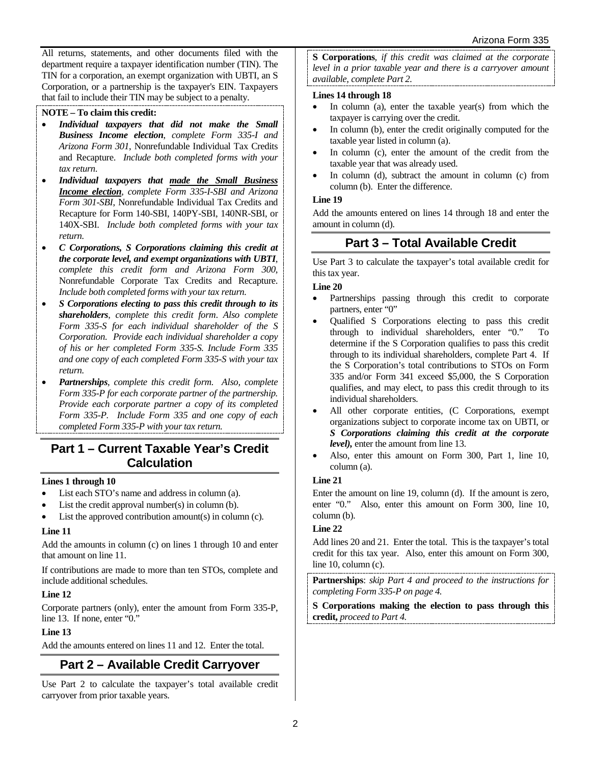All returns, statements, and other documents filed with the department require a taxpayer identification number (TIN). The TIN for a corporation, an exempt organization with UBTI, an S Corporation, or a partnership is the taxpayer's EIN. Taxpayers that fail to include their TIN may be subject to a penalty.

**NOTE – To claim this credit:**

- ***Individual taxpayers that did not make the Small Business Income election****, complete Form 335-I and Arizona Form 301*, Nonrefundable Individual Tax Credits and Recapture. *Include both completed forms with your tax return.*
- ***Individual taxpayers that made the Small Business Income election****, complete Form 335-I-SBI and Arizona Form 301-SBI*, Nonrefundable Individual Tax Credits and Recapture for Form 140-SBI, 140PY-SBI, 140NR-SBI, or 140X-SBI. *Include both completed forms with your tax return.*
- ***C Corporations, S Corporations claiming this credit at the corporate level, and exempt organizations with UBTI****, complete this credit form and Arizona Form 300*, Nonrefundable Corporate Tax Credits and Recapture. *Include both completed forms with your tax return.*
- ***S Corporations electing to pass this credit through to its shareholders****, complete this credit form. Also complete Form 335-S for each individual shareholder of the S Corporation. Provide each individual shareholder a copy of his or her completed Form 335-S. Include Form 335 and one copy of each completed Form 335-S with your tax return.*
- ***Partnerships****, complete this credit form. Also, complete Form 335-P for each corporate partner of the partnership. Provide each corporate partner a copy of its completed Form 335-P. Include Form 335 and one copy of each completed Form 335-P with your tax return.*

## Part 1 – Current Taxable Year's Credit Calculation

**Lines 1 through 10**

- List each STO's name and address in column (a).
- List the credit approval number(s) in column (b).
- List the approved contribution amount(s) in column (c).

**Line 11**

Add the amounts in column (c) on lines 1 through 10 and enter that amount on line 11.

If contributions are made to more than ten STOs, complete and include additional schedules.

**Line 12**

Corporate partners (only), enter the amount from Form 335-P, line 13. If none, enter "0."

**Line 13**

Add the amounts entered on lines 11 and 12. Enter the total.

## Part 2 – Available Credit Carryover

Use Part 2 to calculate the taxpayer's total available credit carryover from prior taxable years.

**S Corporations***, if this credit was claimed at the corporate level in a prior taxable year and there is a carryover amount available, complete Part 2.*

**Lines 14 through 18**

- In column (a), enter the taxable year(s) from which the taxpayer is carrying over the credit.
- In column (b), enter the credit originally computed for the taxable year listed in column (a).
- In column (c), enter the amount of the credit from the taxable year that was already used.
- In column (d), subtract the amount in column (c) from column (b). Enter the difference.

**Line 19**

Add the amounts entered on lines 14 through 18 and enter the amount in column (d).

## Part 3 – Total Available Credit

Use Part 3 to calculate the taxpayer's total available credit for this tax year.

**Line 20**

- Partnerships passing through this credit to corporate partners, enter "0"
- Qualified S Corporations electing to pass this credit through to individual shareholders, enter "0." To determine if the S Corporation qualifies to pass this credit through to its individual shareholders, complete Part 4. If the S Corporation's total contributions to STOs on Form 335 and/or Form 341 exceed $5,000, the S Corporation qualifies, and may elect, to pass this credit through to its individual shareholders.
- All other corporate entities, (C Corporations, exempt organizations subject to corporate income tax on UBTI, or ***S Corporations claiming this credit at the corporate level),*** enter the amount from line 13.
- Also, enter this amount on Form 300, Part 1, line 10, column (a).

**Line 21**

Enter the amount on line 19, column (d). If the amount is zero, enter "0." Also, enter this amount on Form 300, line 10, column (b).

**Line 22**

Add lines 20 and 21. Enter the total. This is the taxpayer's total credit for this tax year. Also, enter this amount on Form 300, line 10, column (c).

**Partnerships**: *skip Part 4 and proceed to the instructions for completing Form 335-P on page 4.*

**S Corporations making the election to pass through this credit,** *proceed to Part 4.*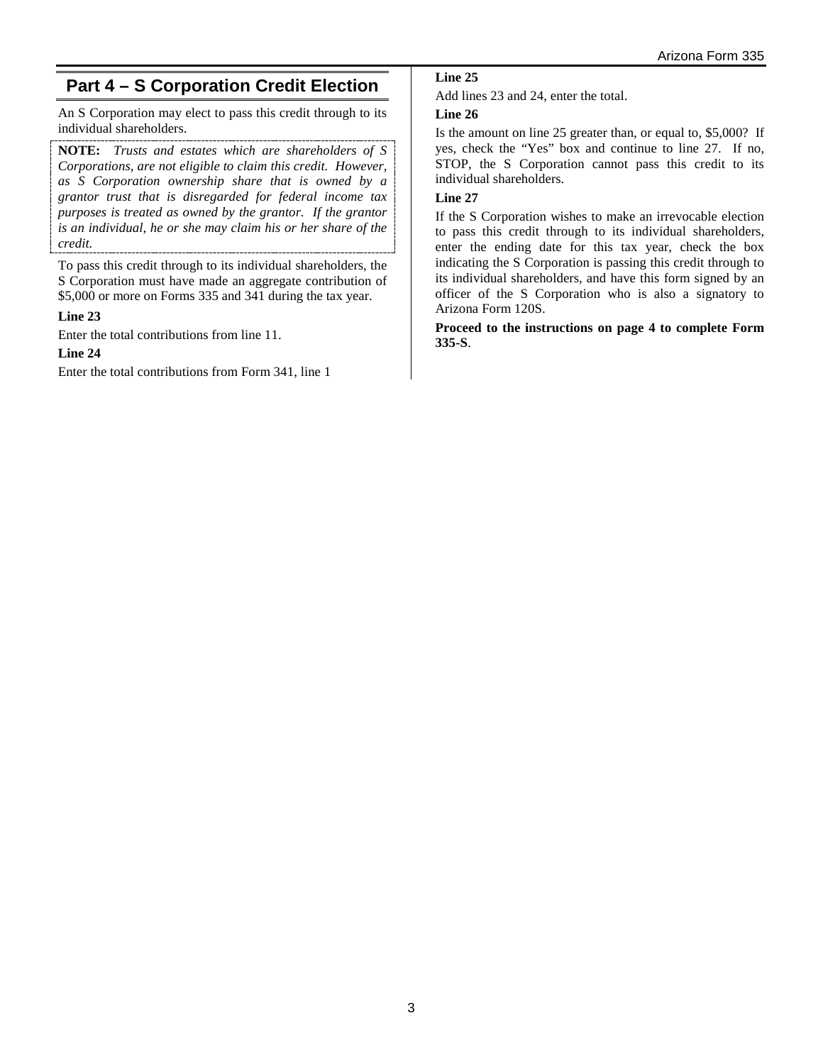## Part 4 – S Corporation Credit Election

An S Corporation may elect to pass this credit through to its individual shareholders.

**NOTE:** *Trusts and estates which are shareholders of S Corporations, are not eligible to claim this credit. However, as S Corporation ownership share that is owned by a grantor trust that is disregarded for federal income tax purposes is treated as owned by the grantor. If the grantor is an individual, he or she may claim his or her share of the credit.*

To pass this credit through to its individual shareholders, the S Corporation must have made an aggregate contribution of $5,000 or more on Forms 335 and 341 during the tax year.

**Line 23**

Enter the total contributions from line 11.

**Line 24**

Enter the total contributions from Form 341, line 1

**Line 25**

Add lines 23 and 24, enter the total.

**Line 26**

Is the amount on line 25 greater than, or equal to, $5,000? If yes, check the "Yes" box and continue to line 27. If no, STOP, the S Corporation cannot pass this credit to its individual shareholders.

**Line 27**

If the S Corporation wishes to make an irrevocable election to pass this credit through to its individual shareholders, enter the ending date for this tax year, check the box indicating the S Corporation is passing this credit through to its individual shareholders, and have this form signed by an officer of the S Corporation who is also a signatory to Arizona Form 120S.

**Proceed to the instructions on page 4 to complete Form 335-S**.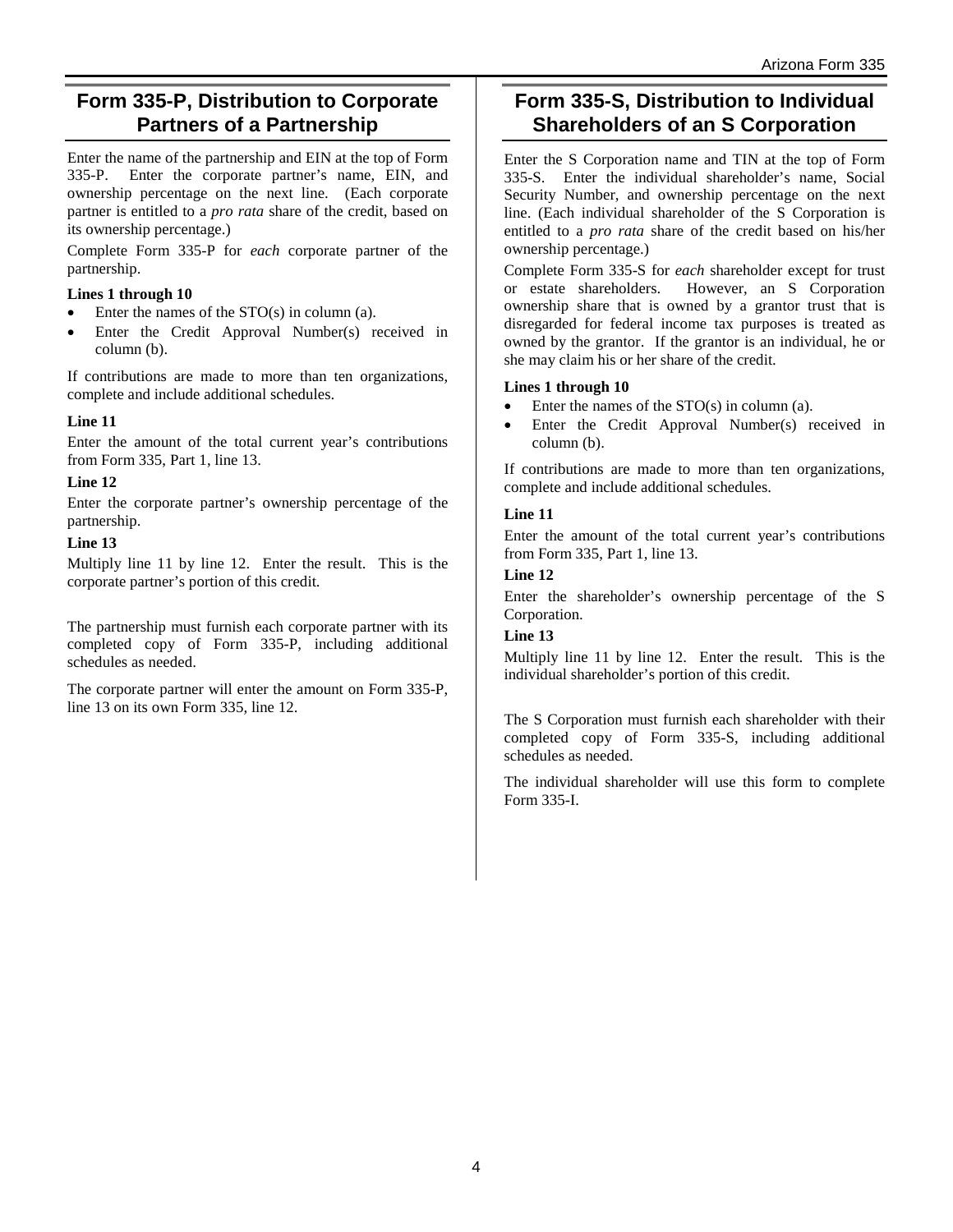## Form 335-P, Distribution to Corporate Partners of a Partnership

Enter the name of the partnership and EIN at the top of Form 335-P. Enter the corporate partner's name, EIN, and ownership percentage on the next line. (Each corporate partner is entitled to a *pro rata* share of the credit, based on its ownership percentage.)

Complete Form 335-P for *each* corporate partner of the partnership.

**Lines 1 through 10**

- Enter the names of the STO(s) in column (a).
- Enter the Credit Approval Number(s) received in column (b).

If contributions are made to more than ten organizations, complete and include additional schedules.

**Line 11**

Enter the amount of the total current year's contributions from Form 335, Part 1, line 13.

**Line 12**

Enter the corporate partner's ownership percentage of the partnership.

**Line 13**

Multiply line 11 by line 12. Enter the result. This is the corporate partner's portion of this credit.

The partnership must furnish each corporate partner with its completed copy of Form 335-P, including additional schedules as needed.

The corporate partner will enter the amount on Form 335-P, line 13 on its own Form 335, line 12.

## Form 335-S, Distribution to Individual Shareholders of an S Corporation

Enter the S Corporation name and TIN at the top of Form 335-S. Enter the individual shareholder's name, Social Security Number, and ownership percentage on the next line. (Each individual shareholder of the S Corporation is entitled to a *pro rata* share of the credit based on his/her ownership percentage.)

Complete Form 335-S for *each* shareholder except for trust or estate shareholders. However, an S Corporation ownership share that is owned by a grantor trust that is disregarded for federal income tax purposes is treated as owned by the grantor. If the grantor is an individual, he or she may claim his or her share of the credit.

**Lines 1 through 10**

- Enter the names of the STO(s) in column (a).
- Enter the Credit Approval Number(s) received in column (b).

If contributions are made to more than ten organizations, complete and include additional schedules.

**Line 11**

Enter the amount of the total current year's contributions from Form 335, Part 1, line 13.

**Line 12**

Enter the shareholder's ownership percentage of the S Corporation.

**Line 13**

Multiply line 11 by line 12. Enter the result. This is the individual shareholder's portion of this credit.

The S Corporation must furnish each shareholder with their completed copy of Form 335-S, including additional schedules as needed.

The individual shareholder will use this form to complete Form 335-I.